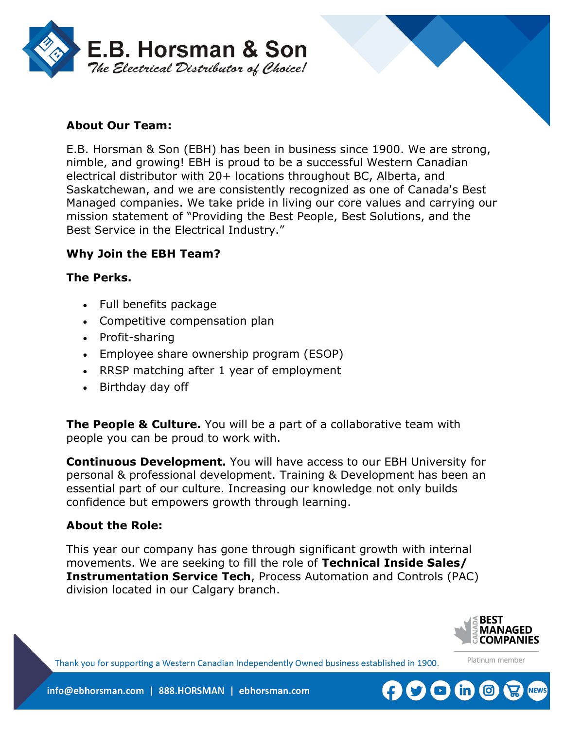# E.B. Horsman & Son

*The Electrical Distributor of Choice!*

**About Our Team:**

E.B. Horsman & Son (EBH) has been in business since 1900. We are strong, nimble, and growing! EBH is proud to be a successful Western Canadian electrical distributor with 20+ locations throughout BC, Alberta, and Saskatchewan, and we are consistently recognized as one of Canada's Best Managed companies. We take pride in living our core values and carrying our mission statement of "Providing the Best People, Best Solutions, and the Best Service in the Electrical Industry."

**Why Join the EBH Team?**

**The Perks.**

- Full benefits package
- Competitive compensation plan
- Profit-sharing
- Employee share ownership program (ESOP)
- RRSP matching after 1 year of employment
- Birthday day off

**The People & Culture.** You will be a part of a collaborative team with people you can be proud to work with.

**Continuous Development.** You will have access to our EBH University for personal & professional development. Training & Development has been an essential part of our culture. Increasing our knowledge not only builds confidence but empowers growth through learning.

**About the Role:**

This year our company has gone through significant growth with internal movements. We are seeking to fill the role of **Technical Inside Sales/ Instrumentation Service Tech**, Process Automation and Controls (PAC) division located in our Calgary branch.

Canada Best Managed Companies — Platinum member

Thank you for supporting a Western Canadian Independently Owned business established in 1900.

info@ebhorsman.com | 888.HORSMAN | ebhorsman.com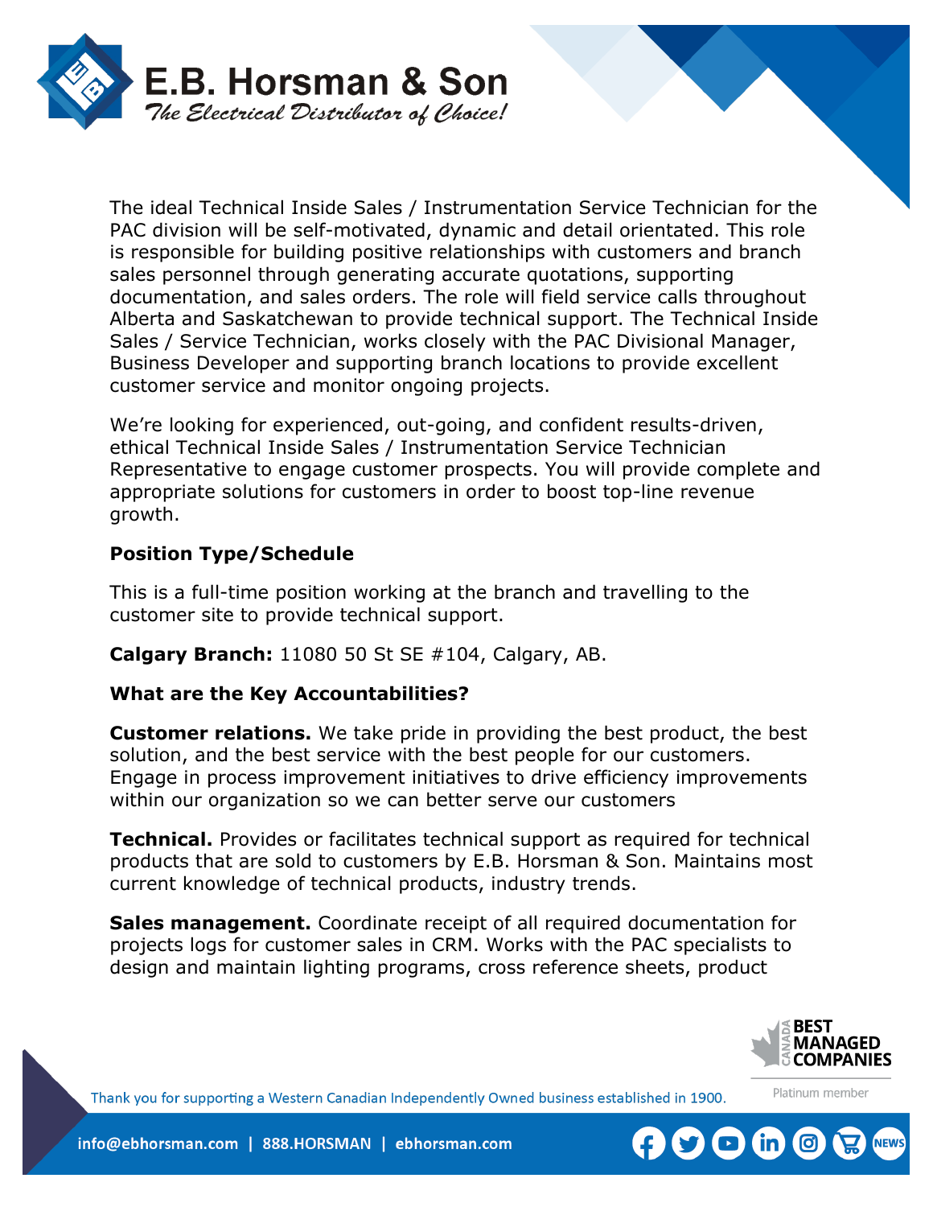The ideal Technical Inside Sales / Instrumentation Service Technician for the PAC division will be self-motivated, dynamic and detail orientated. This role is responsible for building positive relationships with customers and branch sales personnel through generating accurate quotations, supporting documentation, and sales orders. The role will field service calls throughout Alberta and Saskatchewan to provide technical support. The Technical Inside Sales / Service Technician, works closely with the PAC Divisional Manager, Business Developer and supporting branch locations to provide excellent customer service and monitor ongoing projects.

We're looking for experienced, out-going, and confident results-driven, ethical Technical Inside Sales / Instrumentation Service Technician Representative to engage customer prospects. You will provide complete and appropriate solutions for customers in order to boost top-line revenue growth.

**Position Type/Schedule**

This is a full-time position working at the branch and travelling to the customer site to provide technical support.

**Calgary Branch:** 11080 50 St SE #104, Calgary, AB.

**What are the Key Accountabilities?**

**Customer relations.** We take pride in providing the best product, the best solution, and the best service with the best people for our customers. Engage in process improvement initiatives to drive efficiency improvements within our organization so we can better serve our customers

**Technical.** Provides or facilitates technical support as required for technical products that are sold to customers by E.B. Horsman & Son. Maintains most current knowledge of technical products, industry trends.

**Sales management.** Coordinate receipt of all required documentation for projects logs for customer sales in CRM. Works with the PAC specialists to design and maintain lighting programs, cross reference sheets, product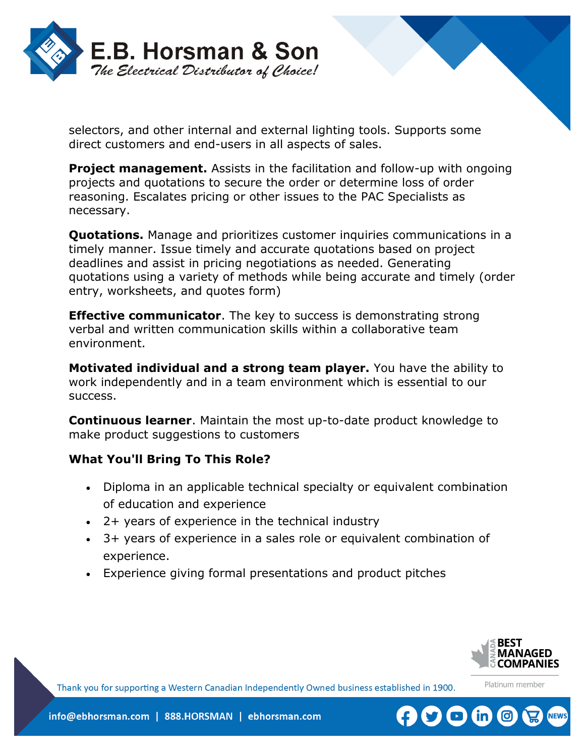selectors, and other internal and external lighting tools. Supports some direct customers and end-users in all aspects of sales.

**Project management.** Assists in the facilitation and follow-up with ongoing projects and quotations to secure the order or determine loss of order reasoning. Escalates pricing or other issues to the PAC Specialists as necessary.

**Quotations.** Manage and prioritizes customer inquiries communications in a timely manner. Issue timely and accurate quotations based on project deadlines and assist in pricing negotiations as needed. Generating quotations using a variety of methods while being accurate and timely (order entry, worksheets, and quotes form)

**Effective communicator**. The key to success is demonstrating strong verbal and written communication skills within a collaborative team environment.

**Motivated individual and a strong team player.** You have the ability to work independently and in a team environment which is essential to our success.

**Continuous learner**. Maintain the most up-to-date product knowledge to make product suggestions to customers

**What You'll Bring To This Role?**

- Diploma in an applicable technical specialty or equivalent combination of education and experience
- 2+ years of experience in the technical industry
- 3+ years of experience in a sales role or equivalent combination of experience.
- Experience giving formal presentations and product pitches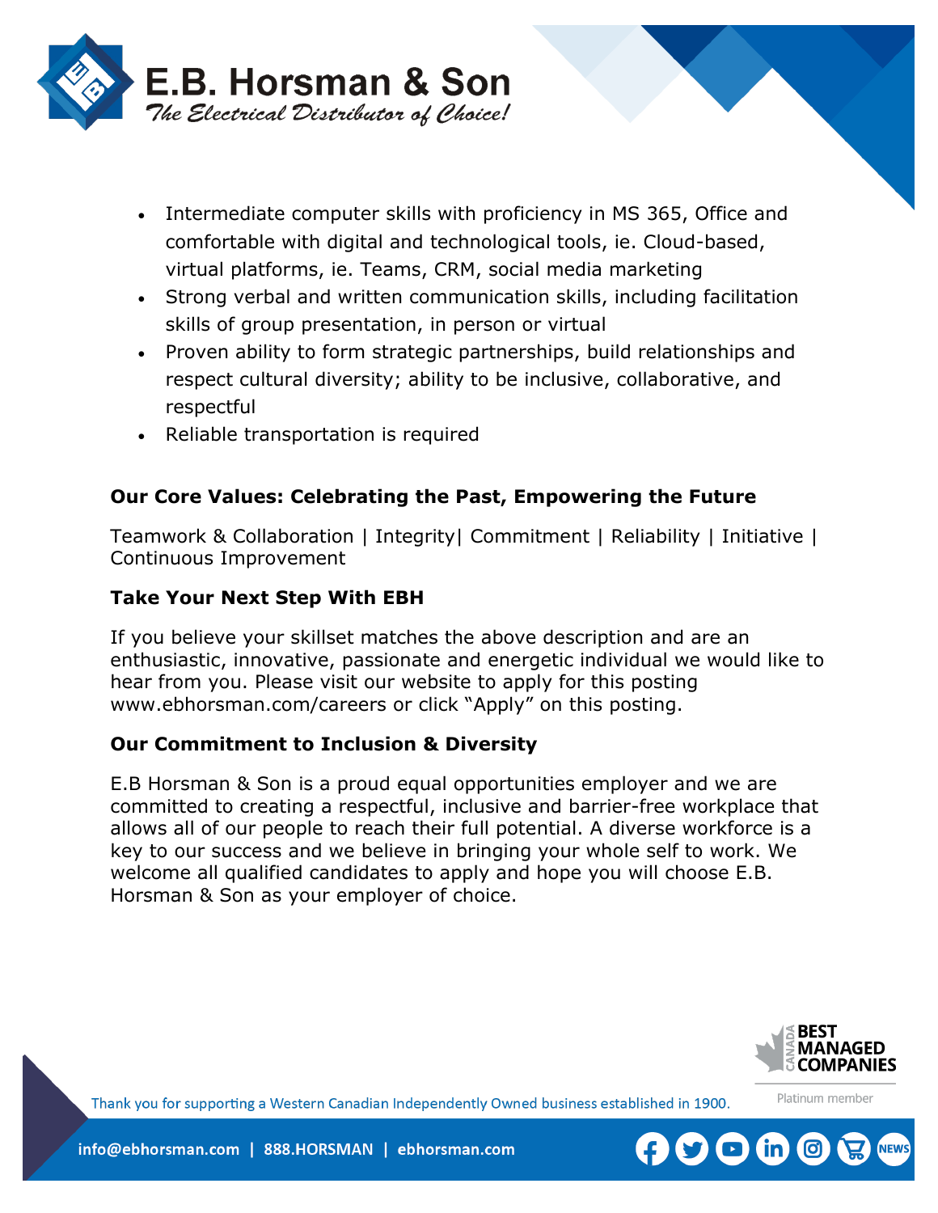- Intermediate computer skills with proficiency in MS 365, Office and comfortable with digital and technological tools, ie. Cloud-based, virtual platforms, ie. Teams, CRM, social media marketing
- Strong verbal and written communication skills, including facilitation skills of group presentation, in person or virtual
- Proven ability to form strategic partnerships, build relationships and respect cultural diversity; ability to be inclusive, collaborative, and respectful
- Reliable transportation is required

**Our Core Values: Celebrating the Past, Empowering the Future**

Teamwork & Collaboration | Integrity| Commitment | Reliability | Initiative | Continuous Improvement

**Take Your Next Step With EBH**

If you believe your skillset matches the above description and are an enthusiastic, innovative, passionate and energetic individual we would like to hear from you. Please visit our website to apply for this posting www.ebhorsman.com/careers or click "Apply" on this posting.

**Our Commitment to Inclusion & Diversity**

E.B Horsman & Son is a proud equal opportunities employer and we are committed to creating a respectful, inclusive and barrier-free workplace that allows all of our people to reach their full potential. A diverse workforce is a key to our success and we believe in bringing your whole self to work. We welcome all qualified candidates to apply and hope you will choose E.B. Horsman & Son as your employer of choice.